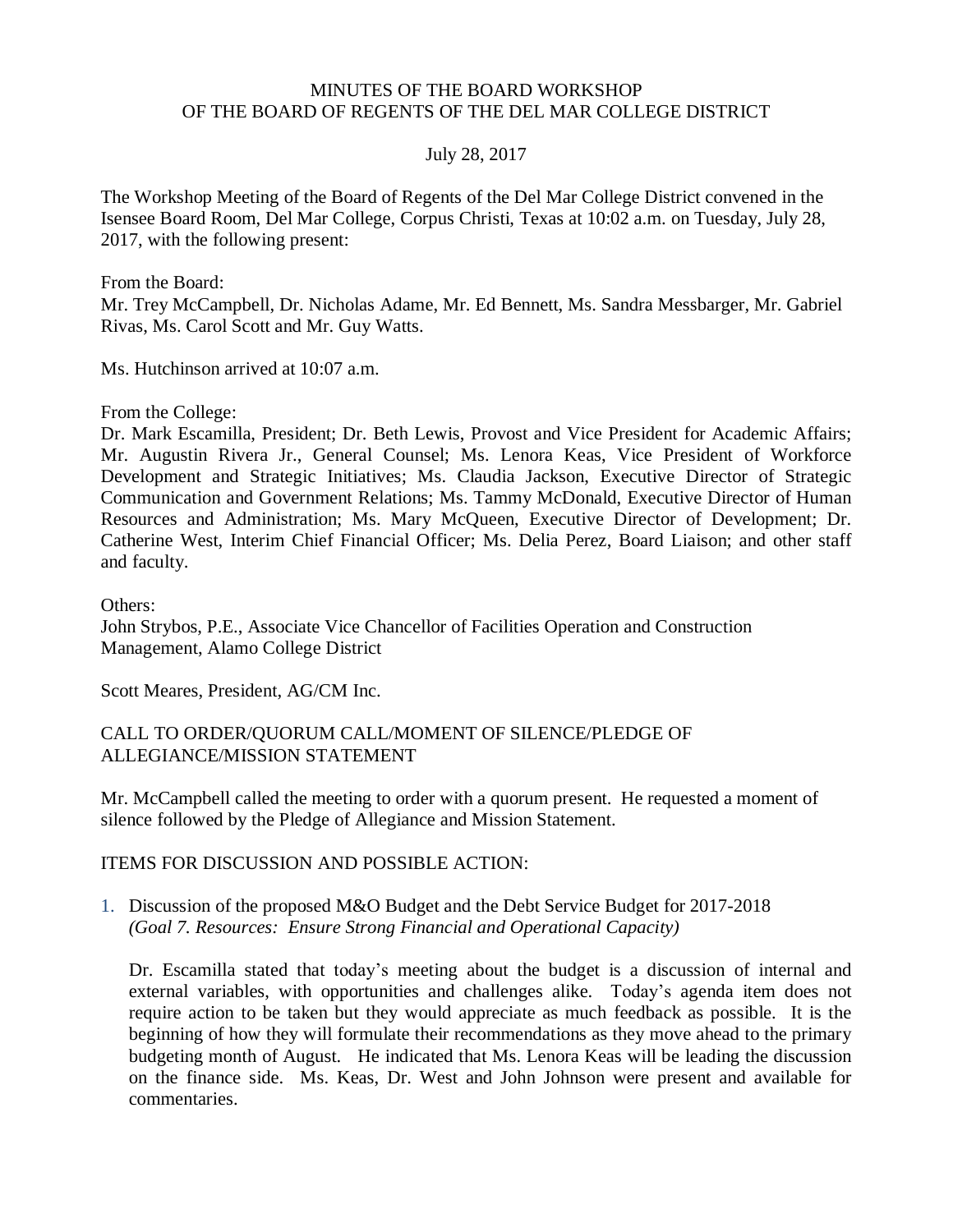MINUTES OF THE BOARD WORKSHOP
OF THE BOARD OF REGENTS OF THE DEL MAR COLLEGE DISTRICT

July 28, 2017

The Workshop Meeting of the Board of Regents of the Del Mar College District convened in the Isensee Board Room, Del Mar College, Corpus Christi, Texas at 10:02 a.m. on Tuesday, July 28, 2017, with the following present:

From the Board:
Mr. Trey McCampbell, Dr. Nicholas Adame, Mr. Ed Bennett, Ms. Sandra Messbarger, Mr. Gabriel Rivas, Ms. Carol Scott and Mr. Guy Watts.

Ms. Hutchinson arrived at 10:07 a.m.

From the College:
Dr. Mark Escamilla, President; Dr. Beth Lewis, Provost and Vice President for Academic Affairs; Mr. Augustin Rivera Jr., General Counsel; Ms. Lenora Keas, Vice President of Workforce Development and Strategic Initiatives; Ms. Claudia Jackson, Executive Director of Strategic Communication and Government Relations; Ms. Tammy McDonald, Executive Director of Human Resources and Administration; Ms. Mary McQueen, Executive Director of Development; Dr. Catherine West, Interim Chief Financial Officer; Ms. Delia Perez, Board Liaison; and other staff and faculty.

Others:
John Strybos, P.E., Associate Vice Chancellor of Facilities Operation and Construction Management, Alamo College District

Scott Meares, President, AG/CM Inc.

CALL TO ORDER/QUORUM CALL/MOMENT OF SILENCE/PLEDGE OF ALLEGIANCE/MISSION STATEMENT

Mr. McCampbell called the meeting to order with a quorum present. He requested a moment of silence followed by the Pledge of Allegiance and Mission Statement.

ITEMS FOR DISCUSSION AND POSSIBLE ACTION:

1. Discussion of the proposed M&O Budget and the Debt Service Budget for 2017-2018
   *(Goal 7. Resources: Ensure Strong Financial and Operational Capacity)*

   Dr. Escamilla stated that today's meeting about the budget is a discussion of internal and external variables, with opportunities and challenges alike. Today's agenda item does not require action to be taken but they would appreciate as much feedback as possible. It is the beginning of how they will formulate their recommendations as they move ahead to the primary budgeting month of August. He indicated that Ms. Lenora Keas will be leading the discussion on the finance side. Ms. Keas, Dr. West and John Johnson were present and available for commentaries.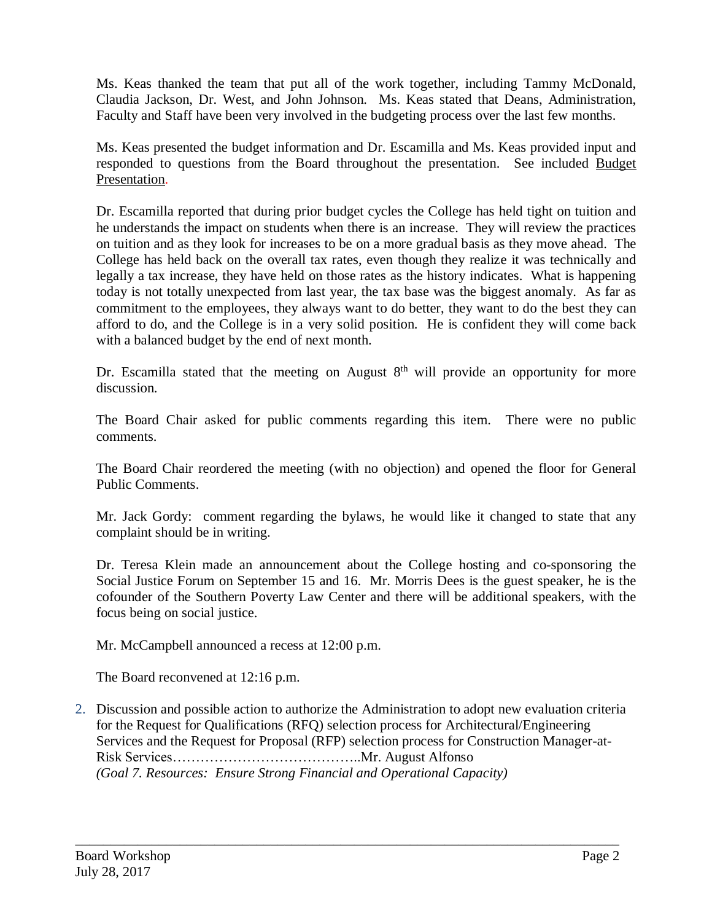Ms. Keas thanked the team that put all of the work together, including Tammy McDonald, Claudia Jackson, Dr. West, and John Johnson. Ms. Keas stated that Deans, Administration, Faculty and Staff have been very involved in the budgeting process over the last few months.

Ms. Keas presented the budget information and Dr. Escamilla and Ms. Keas provided input and responded to questions from the Board throughout the presentation. See included Budget Presentation.

Dr. Escamilla reported that during prior budget cycles the College has held tight on tuition and he understands the impact on students when there is an increase. They will review the practices on tuition and as they look for increases to be on a more gradual basis as they move ahead. The College has held back on the overall tax rates, even though they realize it was technically and legally a tax increase, they have held on those rates as the history indicates. What is happening today is not totally unexpected from last year, the tax base was the biggest anomaly. As far as commitment to the employees, they always want to do better, they want to do the best they can afford to do, and the College is in a very solid position. He is confident they will come back with a balanced budget by the end of next month.

Dr. Escamilla stated that the meeting on August 8th will provide an opportunity for more discussion.

The Board Chair asked for public comments regarding this item. There were no public comments.

The Board Chair reordered the meeting (with no objection) and opened the floor for General Public Comments.

Mr. Jack Gordy: comment regarding the bylaws, he would like it changed to state that any complaint should be in writing.

Dr. Teresa Klein made an announcement about the College hosting and co-sponsoring the Social Justice Forum on September 15 and 16. Mr. Morris Dees is the guest speaker, he is the cofounder of the Southern Poverty Law Center and there will be additional speakers, with the focus being on social justice.

Mr. McCampbell announced a recess at 12:00 p.m.

The Board reconvened at 12:16 p.m.

2. Discussion and possible action to authorize the Administration to adopt new evaluation criteria for the Request for Qualifications (RFQ) selection process for Architectural/Engineering Services and the Request for Proposal (RFP) selection process for Construction Manager-at-Risk Services…………………………………..Mr. August Alfonso
   *(Goal 7. Resources: Ensure Strong Financial and Operational Capacity)*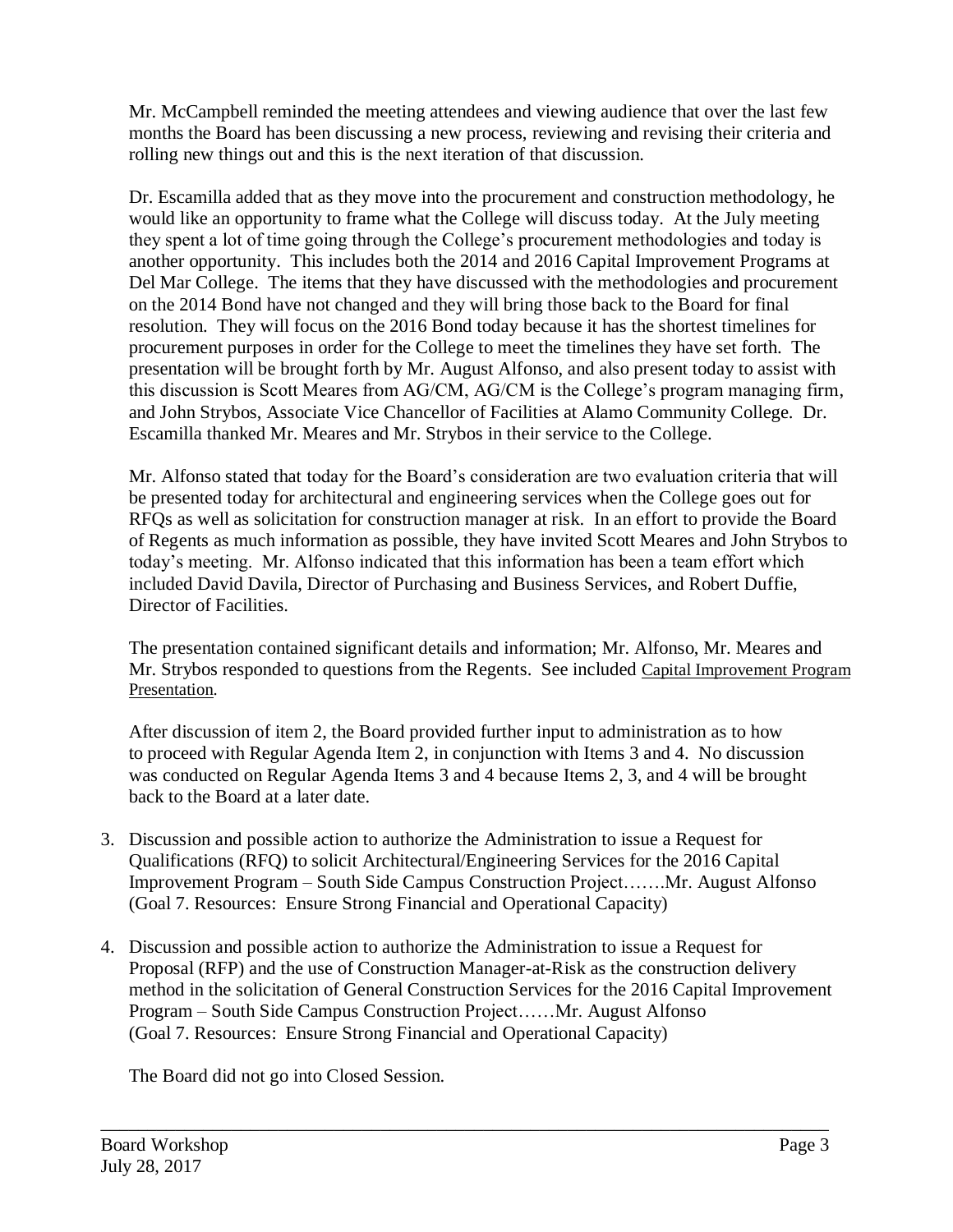Mr. McCampbell reminded the meeting attendees and viewing audience that over the last few months the Board has been discussing a new process, reviewing and revising their criteria and rolling new things out and this is the next iteration of that discussion.

Dr. Escamilla added that as they move into the procurement and construction methodology, he would like an opportunity to frame what the College will discuss today. At the July meeting they spent a lot of time going through the College's procurement methodologies and today is another opportunity. This includes both the 2014 and 2016 Capital Improvement Programs at Del Mar College. The items that they have discussed with the methodologies and procurement on the 2014 Bond have not changed and they will bring those back to the Board for final resolution. They will focus on the 2016 Bond today because it has the shortest timelines for procurement purposes in order for the College to meet the timelines they have set forth. The presentation will be brought forth by Mr. August Alfonso, and also present today to assist with this discussion is Scott Meares from AG/CM, AG/CM is the College's program managing firm, and John Strybos, Associate Vice Chancellor of Facilities at Alamo Community College. Dr. Escamilla thanked Mr. Meares and Mr. Strybos in their service to the College.

Mr. Alfonso stated that today for the Board's consideration are two evaluation criteria that will be presented today for architectural and engineering services when the College goes out for RFQs as well as solicitation for construction manager at risk. In an effort to provide the Board of Regents as much information as possible, they have invited Scott Meares and John Strybos to today's meeting. Mr. Alfonso indicated that this information has been a team effort which included David Davila, Director of Purchasing and Business Services, and Robert Duffie, Director of Facilities.

The presentation contained significant details and information; Mr. Alfonso, Mr. Meares and Mr. Strybos responded to questions from the Regents. See included Capital Improvement Program Presentation.

After discussion of item 2, the Board provided further input to administration as to how to proceed with Regular Agenda Item 2, in conjunction with Items 3 and 4. No discussion was conducted on Regular Agenda Items 3 and 4 because Items 2, 3, and 4 will be brought back to the Board at a later date.

3. Discussion and possible action to authorize the Administration to issue a Request for Qualifications (RFQ) to solicit Architectural/Engineering Services for the 2016 Capital Improvement Program – South Side Campus Construction Project…….Mr. August Alfonso (Goal 7. Resources: Ensure Strong Financial and Operational Capacity)

4. Discussion and possible action to authorize the Administration to issue a Request for Proposal (RFP) and the use of Construction Manager-at-Risk as the construction delivery method in the solicitation of General Construction Services for the 2016 Capital Improvement Program – South Side Campus Construction Project……Mr. August Alfonso (Goal 7. Resources: Ensure Strong Financial and Operational Capacity)

The Board did not go into Closed Session.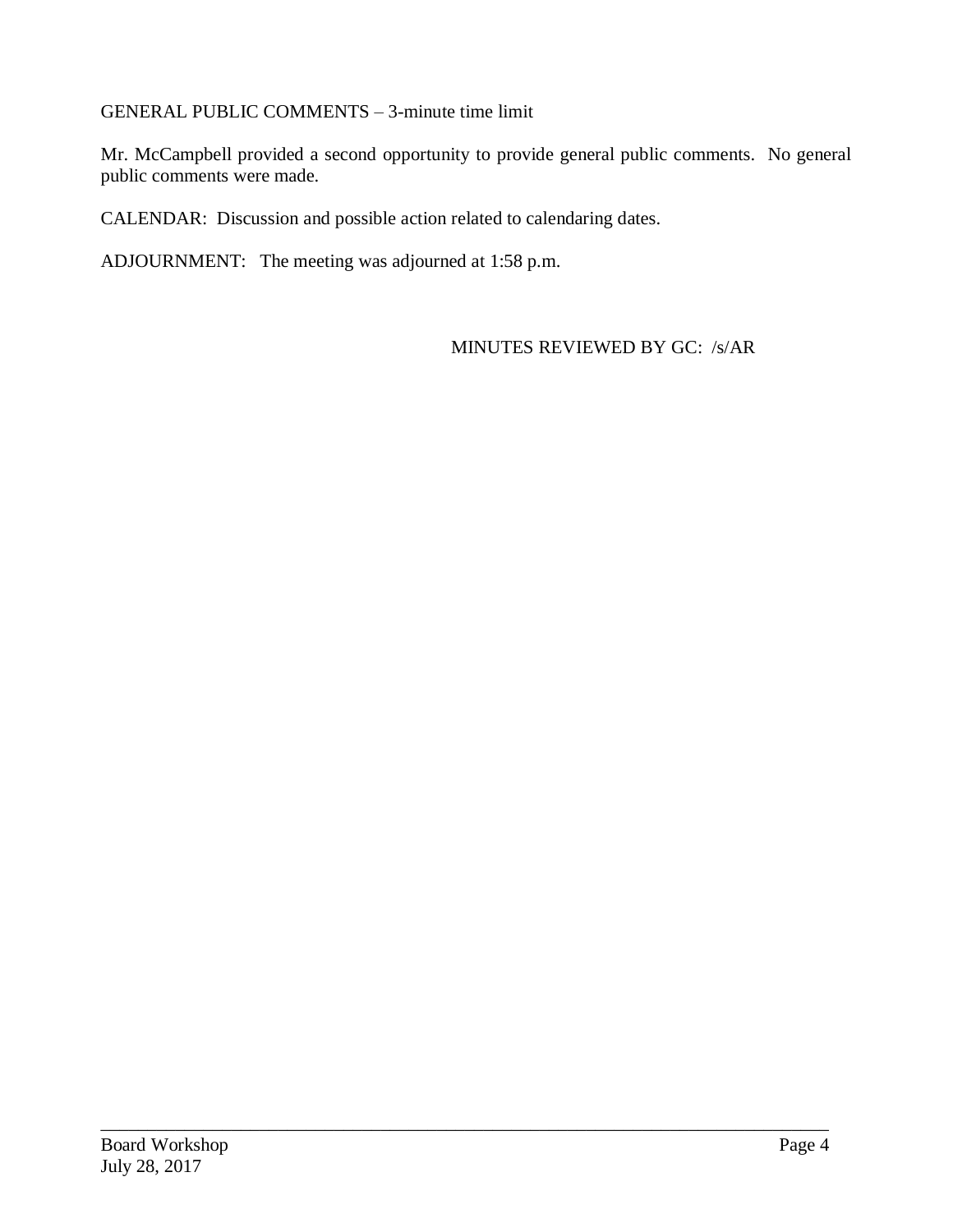GENERAL PUBLIC COMMENTS – 3-minute time limit

Mr. McCampbell provided a second opportunity to provide general public comments. No general public comments were made.

CALENDAR: Discussion and possible action related to calendaring dates.

ADJOURNMENT: The meeting was adjourned at 1:58 p.m.

MINUTES REVIEWED BY GC: /s/AR